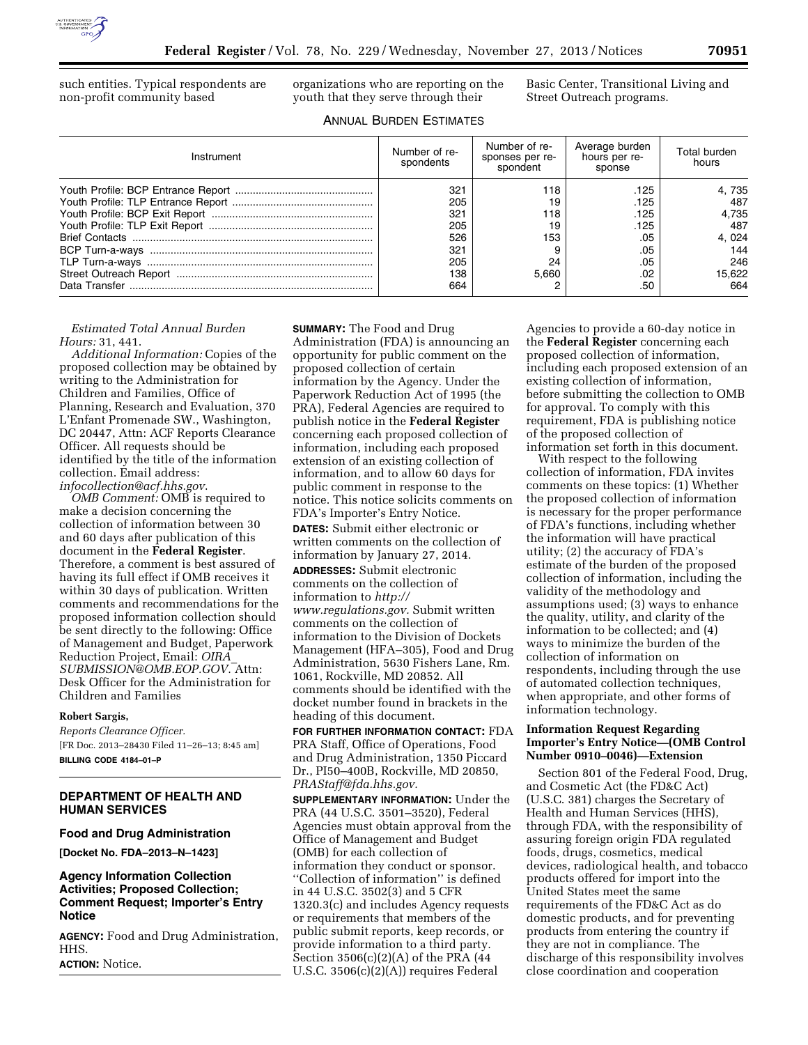such entities. Typical respondents are non-profit community based organizations who are reporting on the youth that they serve through their Basic Center, Transitional Living and Street Outreach programs.

ANNUAL BURDEN ESTIMATES

| Instrument | Number of respondents | Number of responses per respondent | Average burden hours per response | Total burden hours |
|---|---|---|---|---|
| Youth Profile: BCP Entrance Report | 321 | 118 | .125 | 4, 735 |
| Youth Profile: TLP Entrance Report | 205 | 19 | .125 | 487 |
| Youth Profile: BCP Exit Report | 321 | 118 | .125 | 4,735 |
| Youth Profile: TLP Exit Report | 205 | 19 | .125 | 487 |
| Brief Contacts | 526 | 153 | .05 | 4, 024 |
| BCP Turn-a-ways | 321 | 9 | .05 | 144 |
| TLP Turn-a-ways | 205 | 24 | .05 | 246 |
| Street Outreach Report | 138 | 5,660 | .02 | 15,622 |
| Data Transfer | 664 | 2 | .50 | 664 |

*Estimated Total Annual Burden Hours:* 31, 441.

*Additional Information:* Copies of the proposed collection may be obtained by writing to the Administration for Children and Families, Office of Planning, Research and Evaluation, 370 L'Enfant Promenade SW., Washington, DC 20447, Attn: ACF Reports Clearance Officer. All requests should be identified by the title of the information collection. Email address: *infocollection@acf.hhs.gov*.

*OMB Comment:* OMB is required to make a decision concerning the collection of information between 30 and 60 days after publication of this document in the **Federal Register**. Therefore, a comment is best assured of having its full effect if OMB receives it within 30 days of publication. Written comments and recommendations for the proposed information collection should be sent directly to the following: Office of Management and Budget, Paperwork Reduction Project, Email: *OIRA_SUBMISSION@OMB.EOP.GOV*. Attn: Desk Officer for the Administration for Children and Families

**Robert Sargis,**

*Reports Clearance Officer.*

[FR Doc. 2013–28430 Filed 11–26–13; 8:45 am]

**BILLING CODE 4184–01–P**

## DEPARTMENT OF HEALTH AND HUMAN SERVICES

### Food and Drug Administration

**[Docket No. FDA–2013–N–1423]**

### Agency Information Collection Activities; Proposed Collection; Comment Request; Importer's Entry Notice

**AGENCY:** Food and Drug Administration, HHS.

**ACTION:** Notice.

**SUMMARY:** The Food and Drug Administration (FDA) is announcing an opportunity for public comment on the proposed collection of certain information by the Agency. Under the Paperwork Reduction Act of 1995 (the PRA), Federal Agencies are required to publish notice in the **Federal Register** concerning each proposed collection of information, including each proposed extension of an existing collection of information, and to allow 60 days for public comment in response to the notice. This notice solicits comments on FDA's Importer's Entry Notice.

**DATES:** Submit either electronic or written comments on the collection of information by January 27, 2014.

**ADDRESSES:** Submit electronic comments on the collection of information to *http://www.regulations.gov.* Submit written comments on the collection of information to the Division of Dockets Management (HFA–305), Food and Drug Administration, 5630 Fishers Lane, Rm. 1061, Rockville, MD 20852. All comments should be identified with the docket number found in brackets in the heading of this document.

**FOR FURTHER INFORMATION CONTACT:** FDA PRA Staff, Office of Operations, Food and Drug Administration, 1350 Piccard Dr., PI50–400B, Rockville, MD 20850, *PRAStaff@fda.hhs.gov.*

**SUPPLEMENTARY INFORMATION:** Under the PRA (44 U.S.C. 3501–3520), Federal Agencies must obtain approval from the Office of Management and Budget (OMB) for each collection of information they conduct or sponsor. ''Collection of information'' is defined in 44 U.S.C. 3502(3) and 5 CFR 1320.3(c) and includes Agency requests or requirements that members of the public submit reports, keep records, or provide information to a third party. Section 3506(c)(2)(A) of the PRA (44 U.S.C. 3506(c)(2)(A)) requires Federal Agencies to provide a 60-day notice in the **Federal Register** concerning each proposed collection of information, including each proposed extension of an existing collection of information, before submitting the collection to OMB for approval. To comply with this requirement, FDA is publishing notice of the proposed collection of information set forth in this document.

With respect to the following collection of information, FDA invites comments on these topics: (1) Whether the proposed collection of information is necessary for the proper performance of FDA's functions, including whether the information will have practical utility; (2) the accuracy of FDA's estimate of the burden of the proposed collection of information, including the validity of the methodology and assumptions used; (3) ways to enhance the quality, utility, and clarity of the information to be collected; and (4) ways to minimize the burden of the collection of information on respondents, including through the use of automated collection techniques, when appropriate, and other forms of information technology.

### Information Request Regarding Importer's Entry Notice—(OMB Control Number 0910–0046)—Extension

Section 801 of the Federal Food, Drug, and Cosmetic Act (the FD&C Act) (U.S.C. 381) charges the Secretary of Health and Human Services (HHS), through FDA, with the responsibility of assuring foreign origin FDA regulated foods, drugs, cosmetics, medical devices, radiological health, and tobacco products offered for import into the United States meet the same requirements of the FD&C Act as do domestic products, and for preventing products from entering the country if they are not in compliance. The discharge of this responsibility involves close coordination and cooperation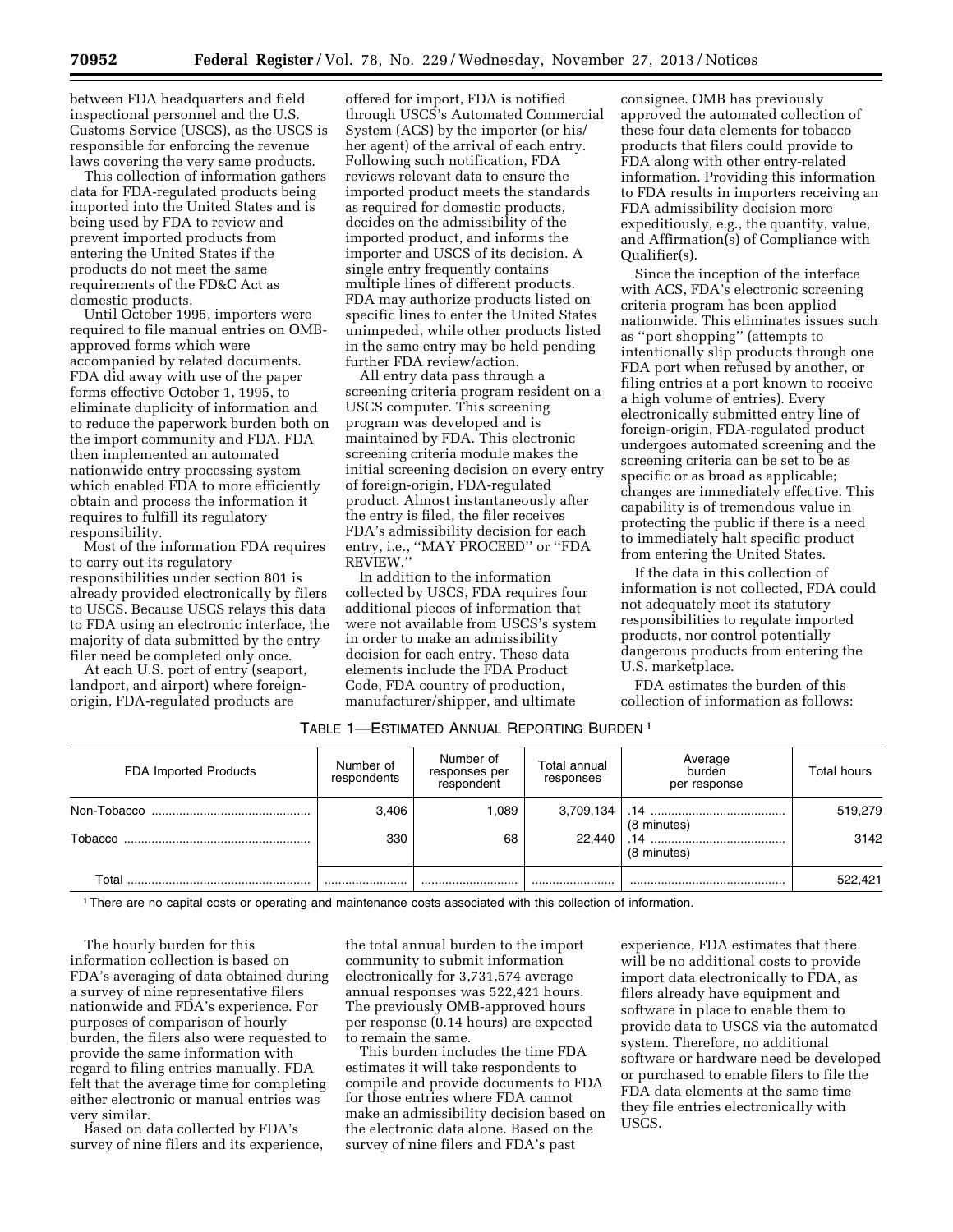between FDA headquarters and field inspectional personnel and the U.S. Customs Service (USCS), as the USCS is responsible for enforcing the revenue laws covering the very same products.

This collection of information gathers data for FDA-regulated products being imported into the United States and is being used by FDA to review and prevent imported products from entering the United States if the products do not meet the same requirements of the FD&C Act as domestic products.

Until October 1995, importers were required to file manual entries on OMB-approved forms which were accompanied by related documents. FDA did away with use of the paper forms effective October 1, 1995, to eliminate duplicity of information and to reduce the paperwork burden both on the import community and FDA. FDA then implemented an automated nationwide entry processing system which enabled FDA to more efficiently obtain and process the information it requires to fulfill its regulatory responsibility.

Most of the information FDA requires to carry out its regulatory responsibilities under section 801 is already provided electronically by filers to USCS. Because USCS relays this data to FDA using an electronic interface, the majority of data submitted by the entry filer need be completed only once.

At each U.S. port of entry (seaport, landport, and airport) where foreign-origin, FDA-regulated products are offered for import, FDA is notified through USCS's Automated Commercial System (ACS) by the importer (or his/her agent) of the arrival of each entry. Following such notification, FDA reviews relevant data to ensure the imported product meets the standards as required for domestic products, decides on the admissibility of the imported product, and informs the importer and USCS of its decision. A single entry frequently contains multiple lines of different products. FDA may authorize products listed on specific lines to enter the United States unimpeded, while other products listed in the same entry may be held pending further FDA review/action.

All entry data pass through a screening criteria program resident on a USCS computer. This screening program was developed and is maintained by FDA. This electronic screening criteria module makes the initial screening decision on every entry of foreign-origin, FDA-regulated product. Almost instantaneously after the entry is filed, the filer receives FDA's admissibility decision for each entry, i.e., ''MAY PROCEED'' or ''FDA REVIEW.''

In addition to the information collected by USCS, FDA requires four additional pieces of information that were not available from USCS's system in order to make an admissibility decision for each entry. These data elements include the FDA Product Code, FDA country of production, manufacturer/shipper, and ultimate consignee. OMB has previously approved the automated collection of these four data elements for tobacco products that filers could provide to FDA along with other entry-related information. Providing this information to FDA results in importers receiving an FDA admissibility decision more expeditiously, e.g., the quantity, value, and Affirmation(s) of Compliance with Qualifier(s).

Since the inception of the interface with ACS, FDA's electronic screening criteria program has been applied nationwide. This eliminates issues such as ''port shopping'' (attempts to intentionally slip products through one FDA port when refused by another, or filing entries at a port known to receive a high volume of entries). Every electronically submitted entry line of foreign-origin, FDA-regulated product undergoes automated screening and the screening criteria can be set to be as specific or as broad as applicable; changes are immediately effective. This capability is of tremendous value in protecting the public if there is a need to immediately halt specific product from entering the United States.

If the data in this collection of information is not collected, FDA could not adequately meet its statutory responsibilities to regulate imported products, nor control potentially dangerous products from entering the U.S. marketplace.

FDA estimates the burden of this collection of information as follows:

TABLE 1—ESTIMATED ANNUAL REPORTING BURDEN [1]

| FDA Imported Products | Number of respondents | Number of responses per respondent | Total annual responses | Average burden per response | Total hours |
|---|---|---|---|---|---|
| Non-Tobacco | 3,406 | 1,089 | 3,709,134 | .14 (8 minutes) | 519,279 |
| Tobacco | 330 | 68 | 22,440 | .14 (8 minutes) | 3142 |
| Total | | | | | 522,421 |

[1] There are no capital costs or operating and maintenance costs associated with this collection of information.

The hourly burden for this information collection is based on FDA's averaging of data obtained during a survey of nine representative filers nationwide and FDA's experience. For purposes of comparison of hourly burden, the filers also were requested to provide the same information with regard to filing entries manually. FDA felt that the average time for completing either electronic or manual entries was very similar.

Based on data collected by FDA's survey of nine filers and its experience, the total annual burden to the import community to submit information electronically for 3,731,574 average annual responses was 522,421 hours. The previously OMB-approved hours per response (0.14 hours) are expected to remain the same.

This burden includes the time FDA estimates it will take respondents to compile and provide documents to FDA for those entries where FDA cannot make an admissibility decision based on the electronic data alone. Based on the survey of nine filers and FDA's past experience, FDA estimates that there will be no additional costs to provide import data electronically to FDA, as filers already have equipment and software in place to enable them to provide data to USCS via the automated system. Therefore, no additional software or hardware need be developed or purchased to enable filers to file the FDA data elements at the same time they file entries electronically with USCS.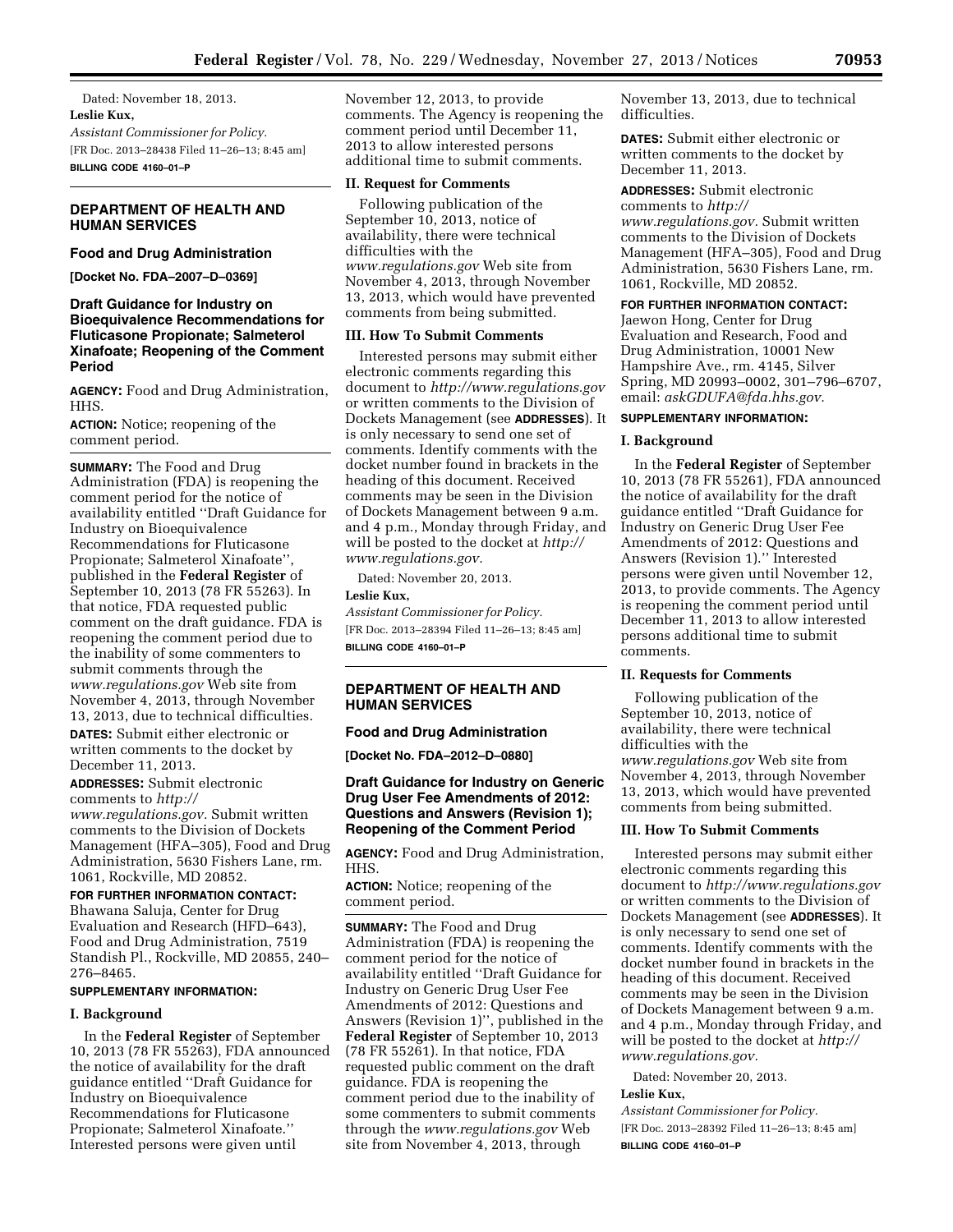Dated: November 18, 2013.

**Leslie Kux,**

*Assistant Commissioner for Policy.*

[FR Doc. 2013–28438 Filed 11–26–13; 8:45 am]

**BILLING CODE 4160–01–P**

---

## DEPARTMENT OF HEALTH AND HUMAN SERVICES

### Food and Drug Administration

**[Docket No. FDA–2007–D–0369]**

### Draft Guidance for Industry on Bioequivalence Recommendations for Fluticasone Propionate; Salmeterol Xinafoate; Reopening of the Comment Period

**AGENCY:** Food and Drug Administration, HHS.

**ACTION:** Notice; reopening of the comment period.

**SUMMARY:** The Food and Drug Administration (FDA) is reopening the comment period for the notice of availability entitled ''Draft Guidance for Industry on Bioequivalence Recommendations for Fluticasone Propionate; Salmeterol Xinafoate'', published in the **Federal Register** of September 10, 2013 (78 FR 55263). In that notice, FDA requested public comment on the draft guidance. FDA is reopening the comment period due to the inability of some commenters to submit comments through the *www.regulations.gov* Web site from November 4, 2013, through November 13, 2013, due to technical difficulties.

**DATES:** Submit either electronic or written comments to the docket by December 11, 2013.

**ADDRESSES:** Submit electronic comments to *http://www.regulations.gov.* Submit written comments to the Division of Dockets Management (HFA–305), Food and Drug Administration, 5630 Fishers Lane, rm. 1061, Rockville, MD 20852.

**FOR FURTHER INFORMATION CONTACT:** Bhawana Saluja, Center for Drug Evaluation and Research (HFD–643), Food and Drug Administration, 7519 Standish Pl., Rockville, MD 20855, 240–276–8465.

**SUPPLEMENTARY INFORMATION:**

#### I. Background

In the **Federal Register** of September 10, 2013 (78 FR 55263), FDA announced the notice of availability for the draft guidance entitled ''Draft Guidance for Industry on Bioequivalence Recommendations for Fluticasone Propionate; Salmeterol Xinafoate.'' Interested persons were given until November 12, 2013, to provide comments. The Agency is reopening the comment period until December 11, 2013 to allow interested persons additional time to submit comments.

#### II. Request for Comments

Following publication of the September 10, 2013, notice of availability, there were technical difficulties with the *www.regulations.gov* Web site from November 4, 2013, through November 13, 2013, which would have prevented comments from being submitted.

#### III. How To Submit Comments

Interested persons may submit either electronic comments regarding this document to *http://www.regulations.gov* or written comments to the Division of Dockets Management (see **ADDRESSES**). It is only necessary to send one set of comments. Identify comments with the docket number found in brackets in the heading of this document. Received comments may be seen in the Division of Dockets Management between 9 a.m. and 4 p.m., Monday through Friday, and will be posted to the docket at *http://www.regulations.gov.*

Dated: November 20, 2013.

**Leslie Kux,**

*Assistant Commissioner for Policy.*

[FR Doc. 2013–28394 Filed 11–26–13; 8:45 am]

**BILLING CODE 4160–01–P**

---

## DEPARTMENT OF HEALTH AND HUMAN SERVICES

### Food and Drug Administration

**[Docket No. FDA–2012–D–0880]**

### Draft Guidance for Industry on Generic Drug User Fee Amendments of 2012: Questions and Answers (Revision 1); Reopening of the Comment Period

**AGENCY:** Food and Drug Administration, HHS.

**ACTION:** Notice; reopening of the comment period.

**SUMMARY:** The Food and Drug Administration (FDA) is reopening the comment period for the notice of availability entitled ''Draft Guidance for Industry on Generic Drug User Fee Amendments of 2012: Questions and Answers (Revision 1)'', published in the **Federal Register** of September 10, 2013 (78 FR 55261). In that notice, FDA requested public comment on the draft guidance. FDA is reopening the comment period due to the inability of some commenters to submit comments through the *www.regulations.gov* Web site from November 4, 2013, through November 13, 2013, due to technical difficulties.

**DATES:** Submit either electronic or written comments to the docket by December 11, 2013.

**ADDRESSES:** Submit electronic comments to *http://www.regulations.gov.* Submit written comments to the Division of Dockets Management (HFA–305), Food and Drug Administration, 5630 Fishers Lane, rm. 1061, Rockville, MD 20852.

**FOR FURTHER INFORMATION CONTACT:** Jaewon Hong, Center for Drug Evaluation and Research, Food and Drug Administration, 10001 New Hampshire Ave., rm. 4145, Silver Spring, MD 20993–0002, 301–796–6707, email: *askGDUFA@fda.hhs.gov.*

**SUPPLEMENTARY INFORMATION:**

#### I. Background

In the **Federal Register** of September 10, 2013 (78 FR 55261), FDA announced the notice of availability for the draft guidance entitled ''Draft Guidance for Industry on Generic Drug User Fee Amendments of 2012: Questions and Answers (Revision 1).'' Interested persons were given until November 12, 2013, to provide comments. The Agency is reopening the comment period until December 11, 2013 to allow interested persons additional time to submit comments.

#### II. Requests for Comments

Following publication of the September 10, 2013, notice of availability, there were technical difficulties with the *www.regulations.gov* Web site from November 4, 2013, through November 13, 2013, which would have prevented comments from being submitted.

#### III. How To Submit Comments

Interested persons may submit either electronic comments regarding this document to *http://www.regulations.gov* or written comments to the Division of Dockets Management (see **ADDRESSES**). It is only necessary to send one set of comments. Identify comments with the docket number found in brackets in the heading of this document. Received comments may be seen in the Division of Dockets Management between 9 a.m. and 4 p.m., Monday through Friday, and will be posted to the docket at *http://www.regulations.gov.*

Dated: November 20, 2013.

**Leslie Kux,**

*Assistant Commissioner for Policy.*

[FR Doc. 2013–28392 Filed 11–26–13; 8:45 am]

**BILLING CODE 4160–01–P**